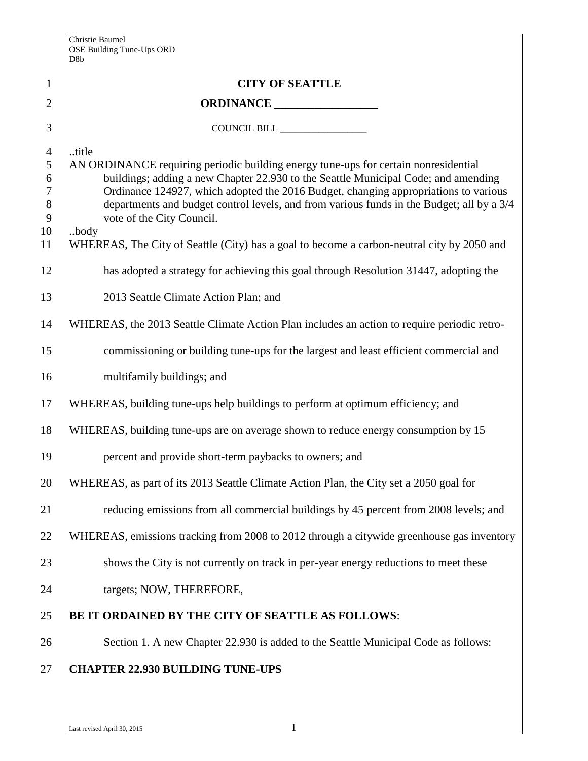Christie Baumel
OSE Building Tune-Ups ORD
D8b

**CITY OF SEATTLE**

**ORDINANCE __________________**

COUNCIL BILL __________________

..title
AN ORDINANCE requiring periodic building energy tune-ups for certain nonresidential buildings; adding a new Chapter 22.930 to the Seattle Municipal Code; and amending Ordinance 124927, which adopted the 2016 Budget, changing appropriations to various departments and budget control levels, and from various funds in the Budget; all by a 3/4 vote of the City Council.
..body
WHEREAS, The City of Seattle (City) has a goal to become a carbon-neutral city by 2050 and has adopted a strategy for achieving this goal through Resolution 31447, adopting the 2013 Seattle Climate Action Plan; and

WHEREAS, the 2013 Seattle Climate Action Plan includes an action to require periodic retro-commissioning or building tune-ups for the largest and least efficient commercial and multifamily buildings; and

WHEREAS, building tune-ups help buildings to perform at optimum efficiency; and

WHEREAS, building tune-ups are on average shown to reduce energy consumption by 15 percent and provide short-term paybacks to owners; and

WHEREAS, as part of its 2013 Seattle Climate Action Plan, the City set a 2050 goal for reducing emissions from all commercial buildings by 45 percent from 2008 levels; and

WHEREAS, emissions tracking from 2008 to 2012 through a citywide greenhouse gas inventory shows the City is not currently on track in per-year energy reductions to meet these targets; NOW, THEREFORE,

**BE IT ORDAINED BY THE CITY OF SEATTLE AS FOLLOWS**:

Section 1. A new Chapter 22.930 is added to the Seattle Municipal Code as follows:

**CHAPTER 22.930 BUILDING TUNE-UPS**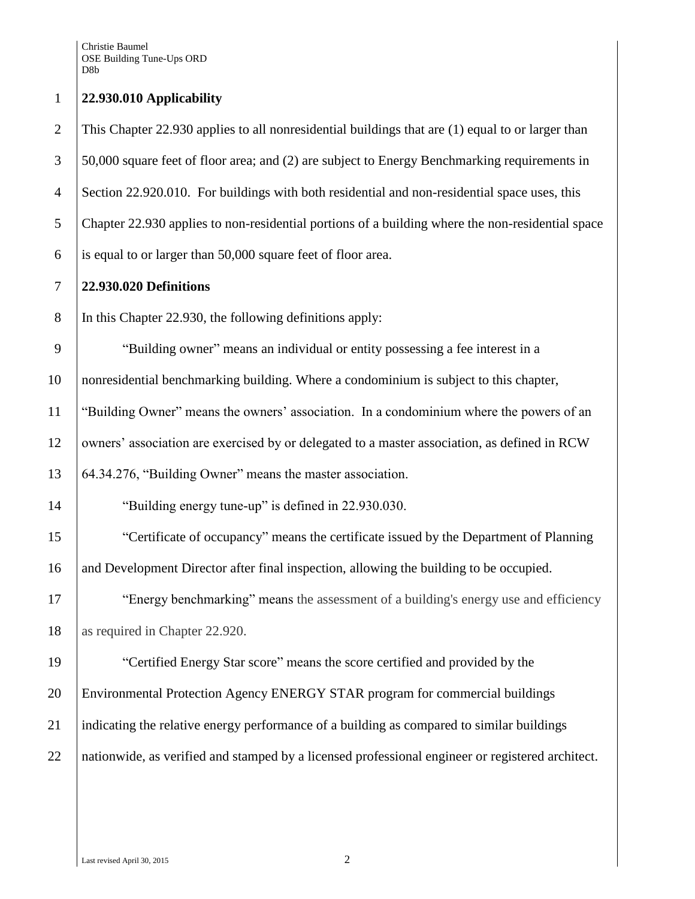**22.930.010 Applicability**

This Chapter 22.930 applies to all nonresidential buildings that are (1) equal to or larger than 50,000 square feet of floor area; and (2) are subject to Energy Benchmarking requirements in Section 22.920.010. For buildings with both residential and non-residential space uses, this Chapter 22.930 applies to non-residential portions of a building where the non-residential space is equal to or larger than 50,000 square feet of floor area.

**22.930.020 Definitions**

In this Chapter 22.930, the following definitions apply:

"Building owner" means an individual or entity possessing a fee interest in a nonresidential benchmarking building. Where a condominium is subject to this chapter, "Building Owner" means the owners' association. In a condominium where the powers of an owners' association are exercised by or delegated to a master association, as defined in RCW 64.34.276, "Building Owner" means the master association.

"Building energy tune-up" is defined in 22.930.030.

"Certificate of occupancy" means the certificate issued by the Department of Planning and Development Director after final inspection, allowing the building to be occupied.

"Energy benchmarking" means the assessment of a building's energy use and efficiency as required in Chapter 22.920.

"Certified Energy Star score" means the score certified and provided by the Environmental Protection Agency ENERGY STAR program for commercial buildings indicating the relative energy performance of a building as compared to similar buildings nationwide, as verified and stamped by a licensed professional engineer or registered architect.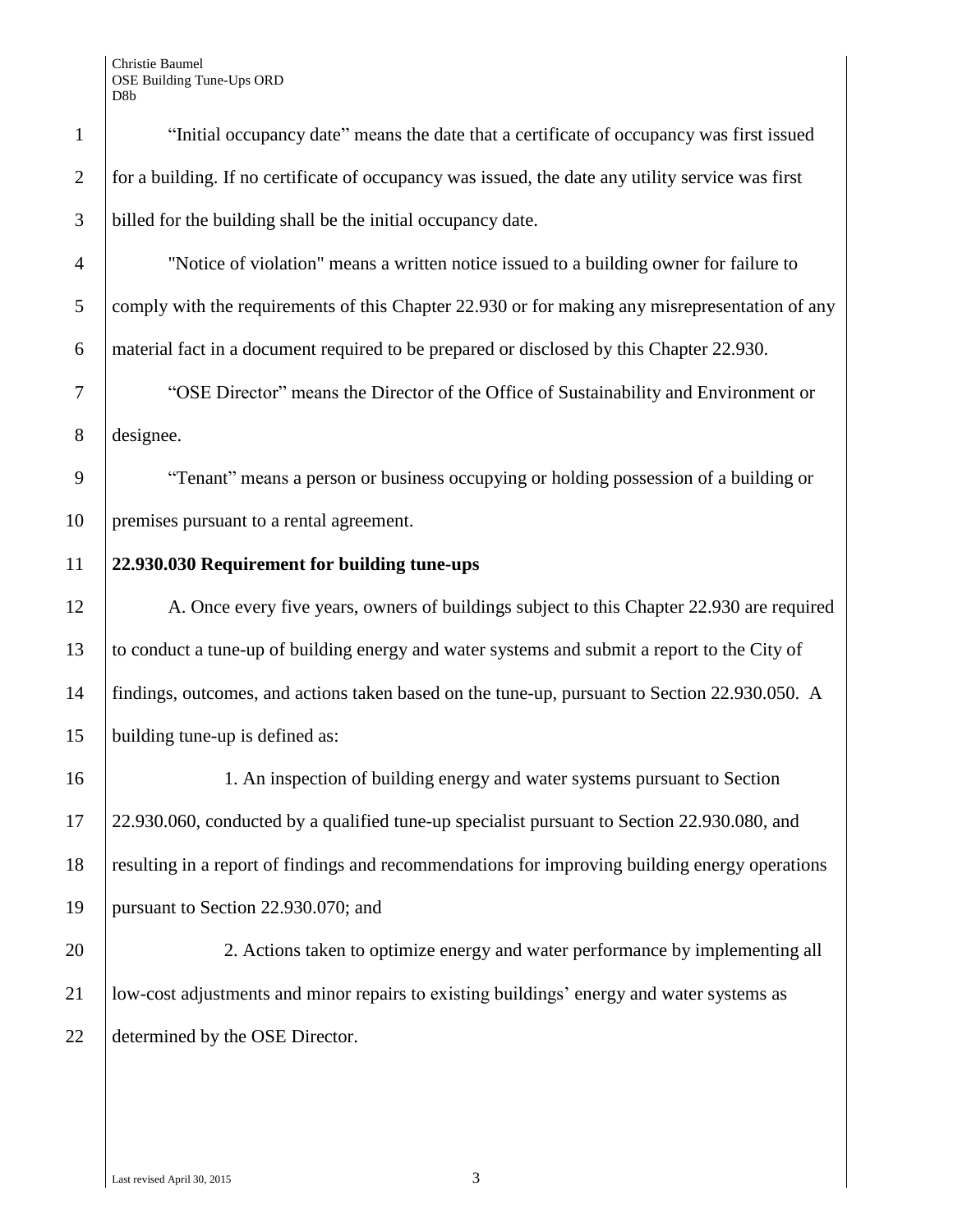"Initial occupancy date" means the date that a certificate of occupancy was first issued for a building. If no certificate of occupancy was issued, the date any utility service was first billed for the building shall be the initial occupancy date.

"Notice of violation" means a written notice issued to a building owner for failure to comply with the requirements of this Chapter 22.930 or for making any misrepresentation of any material fact in a document required to be prepared or disclosed by this Chapter 22.930.

"OSE Director" means the Director of the Office of Sustainability and Environment or designee.

"Tenant" means a person or business occupying or holding possession of a building or premises pursuant to a rental agreement.

**22.930.030 Requirement for building tune-ups**

A. Once every five years, owners of buildings subject to this Chapter 22.930 are required to conduct a tune-up of building energy and water systems and submit a report to the City of findings, outcomes, and actions taken based on the tune-up, pursuant to Section 22.930.050. A building tune-up is defined as:

1. An inspection of building energy and water systems pursuant to Section 22.930.060, conducted by a qualified tune-up specialist pursuant to Section 22.930.080, and resulting in a report of findings and recommendations for improving building energy operations pursuant to Section 22.930.070; and

2. Actions taken to optimize energy and water performance by implementing all low-cost adjustments and minor repairs to existing buildings' energy and water systems as determined by the OSE Director.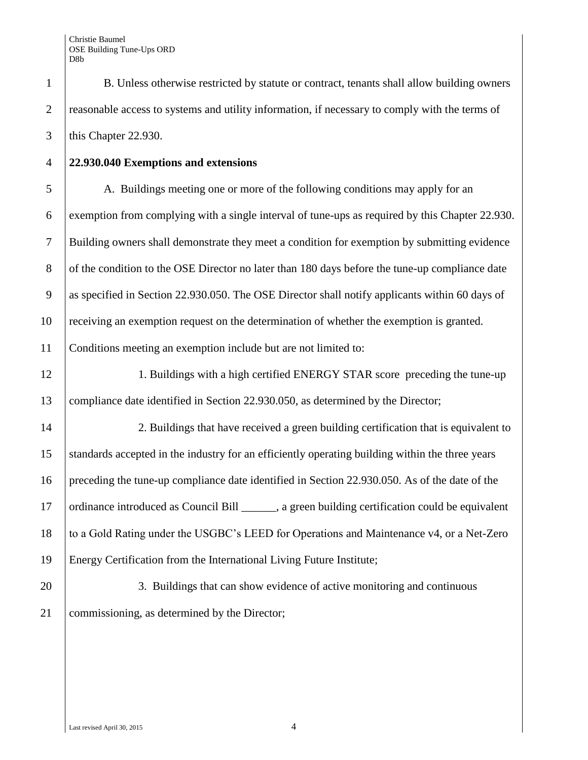B. Unless otherwise restricted by statute or contract, tenants shall allow building owners reasonable access to systems and utility information, if necessary to comply with the terms of this Chapter 22.930.

**22.930.040 Exemptions and extensions**

A. Buildings meeting one or more of the following conditions may apply for an exemption from complying with a single interval of tune-ups as required by this Chapter 22.930. Building owners shall demonstrate they meet a condition for exemption by submitting evidence of the condition to the OSE Director no later than 180 days before the tune-up compliance date as specified in Section 22.930.050. The OSE Director shall notify applicants within 60 days of receiving an exemption request on the determination of whether the exemption is granted. Conditions meeting an exemption include but are not limited to:

1. Buildings with a high certified ENERGY STAR score preceding the tune-up compliance date identified in Section 22.930.050, as determined by the Director;

2. Buildings that have received a green building certification that is equivalent to standards accepted in the industry for an efficiently operating building within the three years preceding the tune-up compliance date identified in Section 22.930.050. As of the date of the ordinance introduced as Council Bill ______, a green building certification could be equivalent to a Gold Rating under the USGBC's LEED for Operations and Maintenance v4, or a Net-Zero Energy Certification from the International Living Future Institute;

3. Buildings that can show evidence of active monitoring and continuous commissioning, as determined by the Director;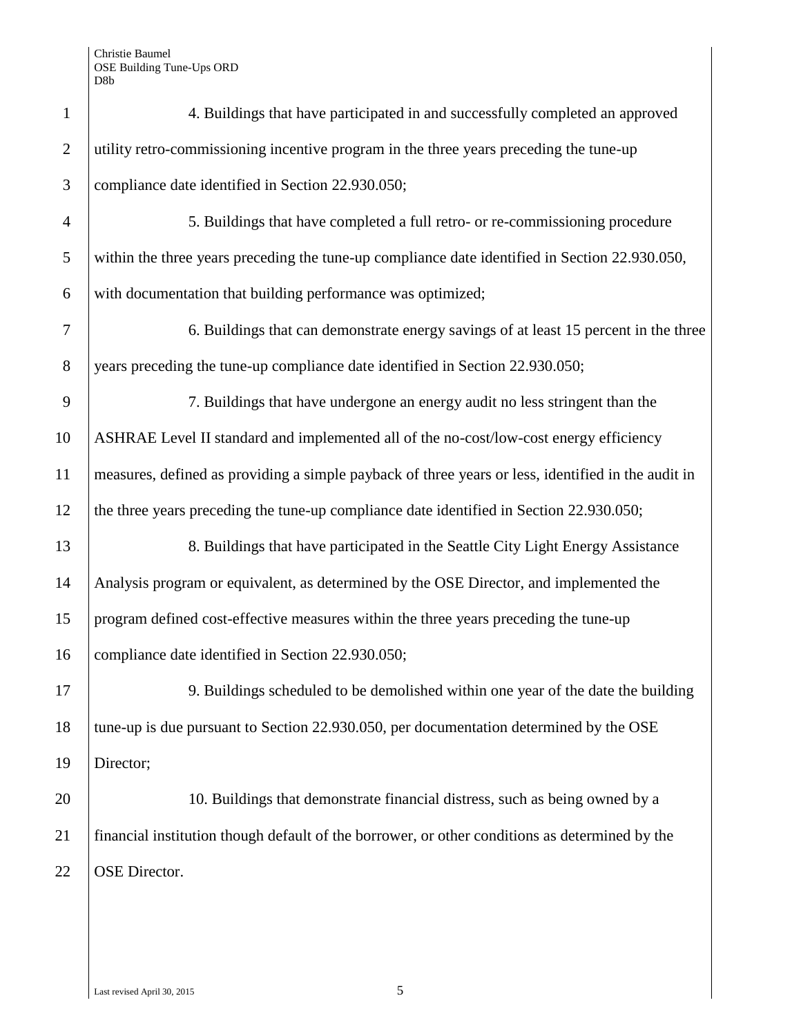4. Buildings that have participated in and successfully completed an approved utility retro-commissioning incentive program in the three years preceding the tune-up compliance date identified in Section 22.930.050;

5. Buildings that have completed a full retro- or re-commissioning procedure within the three years preceding the tune-up compliance date identified in Section 22.930.050, with documentation that building performance was optimized;

6. Buildings that can demonstrate energy savings of at least 15 percent in the three years preceding the tune-up compliance date identified in Section 22.930.050;

7. Buildings that have undergone an energy audit no less stringent than the ASHRAE Level II standard and implemented all of the no-cost/low-cost energy efficiency measures, defined as providing a simple payback of three years or less, identified in the audit in the three years preceding the tune-up compliance date identified in Section 22.930.050;

8. Buildings that have participated in the Seattle City Light Energy Assistance Analysis program or equivalent, as determined by the OSE Director, and implemented the program defined cost-effective measures within the three years preceding the tune-up compliance date identified in Section 22.930.050;

9. Buildings scheduled to be demolished within one year of the date the building tune-up is due pursuant to Section 22.930.050, per documentation determined by the OSE Director;

10. Buildings that demonstrate financial distress, such as being owned by a financial institution though default of the borrower, or other conditions as determined by the OSE Director.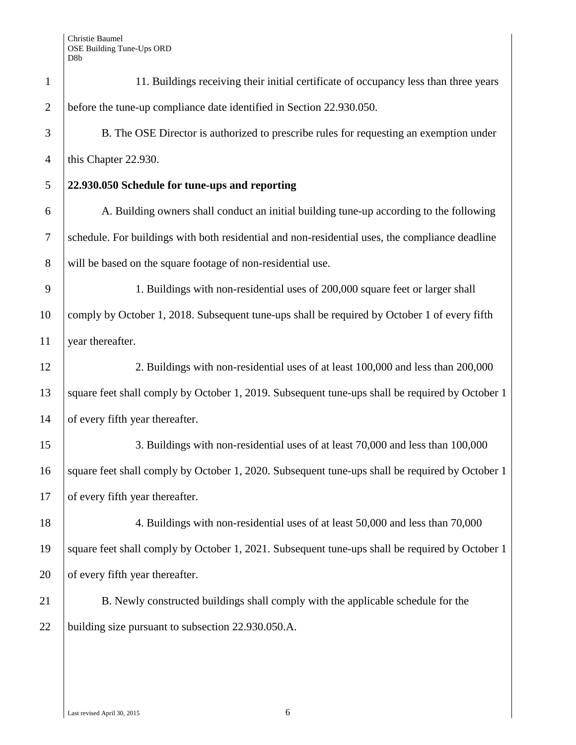11. Buildings receiving their initial certificate of occupancy less than three years before the tune-up compliance date identified in Section 22.930.050.

B. The OSE Director is authorized to prescribe rules for requesting an exemption under this Chapter 22.930.

**22.930.050 Schedule for tune-ups and reporting**

A. Building owners shall conduct an initial building tune-up according to the following schedule. For buildings with both residential and non-residential uses, the compliance deadline will be based on the square footage of non-residential use.

1. Buildings with non-residential uses of 200,000 square feet or larger shall comply by October 1, 2018. Subsequent tune-ups shall be required by October 1 of every fifth year thereafter.

2. Buildings with non-residential uses of at least 100,000 and less than 200,000 square feet shall comply by October 1, 2019. Subsequent tune-ups shall be required by October 1 of every fifth year thereafter.

3. Buildings with non-residential uses of at least 70,000 and less than 100,000 square feet shall comply by October 1, 2020. Subsequent tune-ups shall be required by October 1 of every fifth year thereafter.

4. Buildings with non-residential uses of at least 50,000 and less than 70,000 square feet shall comply by October 1, 2021. Subsequent tune-ups shall be required by October 1 of every fifth year thereafter.

B. Newly constructed buildings shall comply with the applicable schedule for the building size pursuant to subsection 22.930.050.A.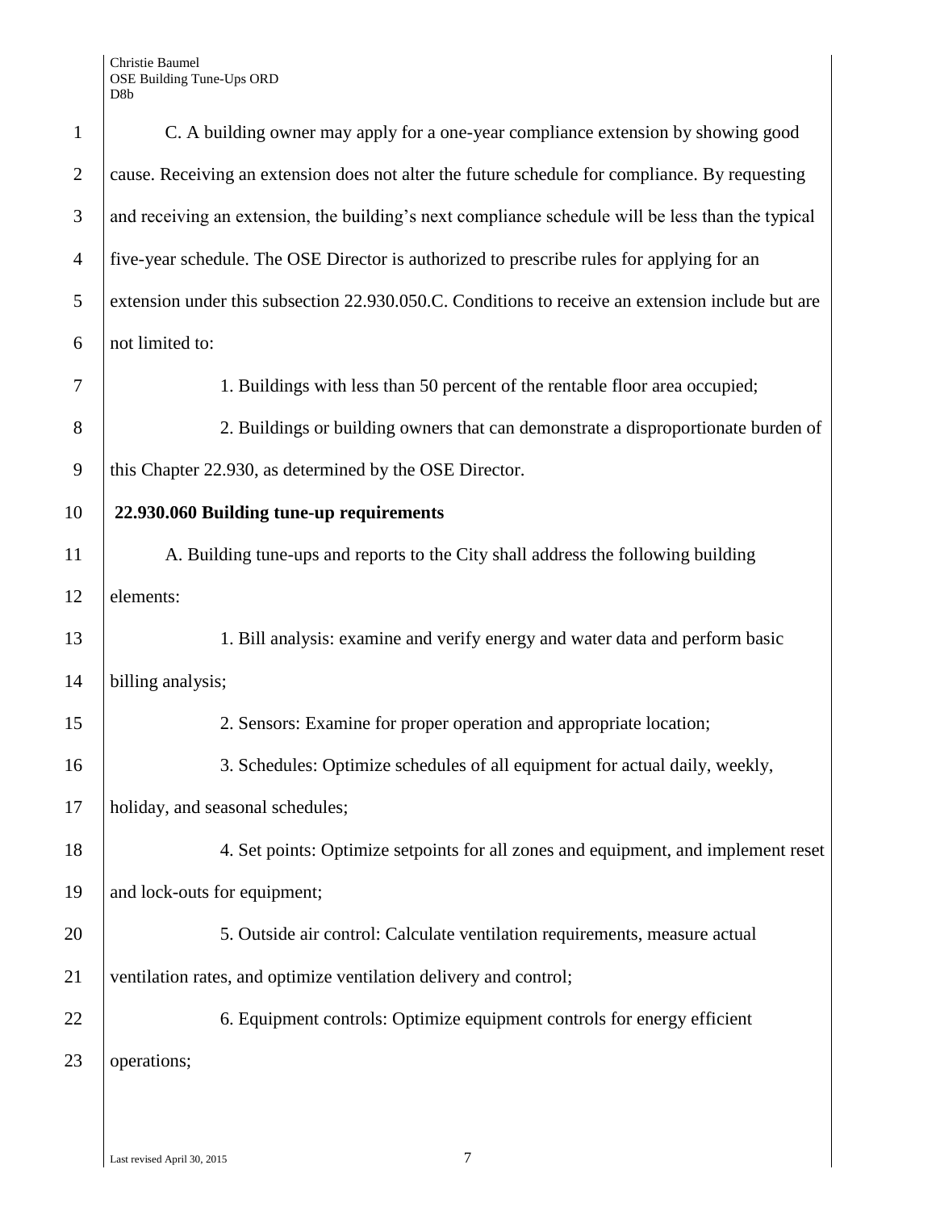C. A building owner may apply for a one-year compliance extension by showing good cause. Receiving an extension does not alter the future schedule for compliance. By requesting and receiving an extension, the building's next compliance schedule will be less than the typical five-year schedule. The OSE Director is authorized to prescribe rules for applying for an extension under this subsection 22.930.050.C. Conditions to receive an extension include but are not limited to:

1. Buildings with less than 50 percent of the rentable floor area occupied;

2. Buildings or building owners that can demonstrate a disproportionate burden of this Chapter 22.930, as determined by the OSE Director.

**22.930.060 Building tune-up requirements**

A. Building tune-ups and reports to the City shall address the following building elements:

1. Bill analysis: examine and verify energy and water data and perform basic billing analysis;

2. Sensors: Examine for proper operation and appropriate location;

3. Schedules: Optimize schedules of all equipment for actual daily, weekly, holiday, and seasonal schedules;

4. Set points: Optimize setpoints for all zones and equipment, and implement reset and lock-outs for equipment;

5. Outside air control: Calculate ventilation requirements, measure actual ventilation rates, and optimize ventilation delivery and control;

6. Equipment controls: Optimize equipment controls for energy efficient operations;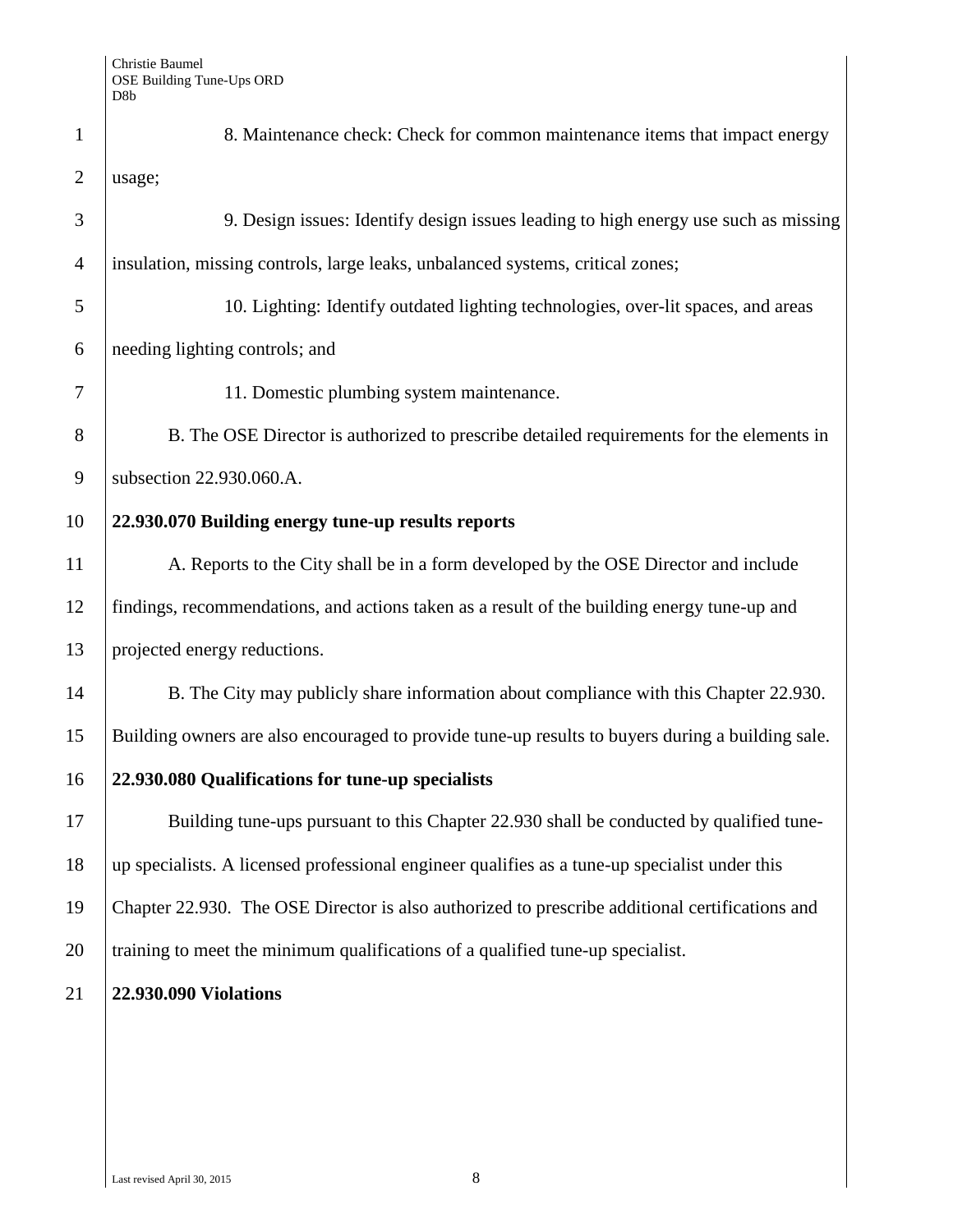8. Maintenance check: Check for common maintenance items that impact energy usage;

9. Design issues: Identify design issues leading to high energy use such as missing insulation, missing controls, large leaks, unbalanced systems, critical zones;

10. Lighting: Identify outdated lighting technologies, over-lit spaces, and areas needing lighting controls; and

11. Domestic plumbing system maintenance.

B. The OSE Director is authorized to prescribe detailed requirements for the elements in subsection 22.930.060.A.

**22.930.070 Building energy tune-up results reports**

A. Reports to the City shall be in a form developed by the OSE Director and include findings, recommendations, and actions taken as a result of the building energy tune-up and projected energy reductions.

B. The City may publicly share information about compliance with this Chapter 22.930. Building owners are also encouraged to provide tune-up results to buyers during a building sale.

**22.930.080 Qualifications for tune-up specialists**

Building tune-ups pursuant to this Chapter 22.930 shall be conducted by qualified tune-up specialists. A licensed professional engineer qualifies as a tune-up specialist under this Chapter 22.930. The OSE Director is also authorized to prescribe additional certifications and training to meet the minimum qualifications of a qualified tune-up specialist.

**22.930.090 Violations**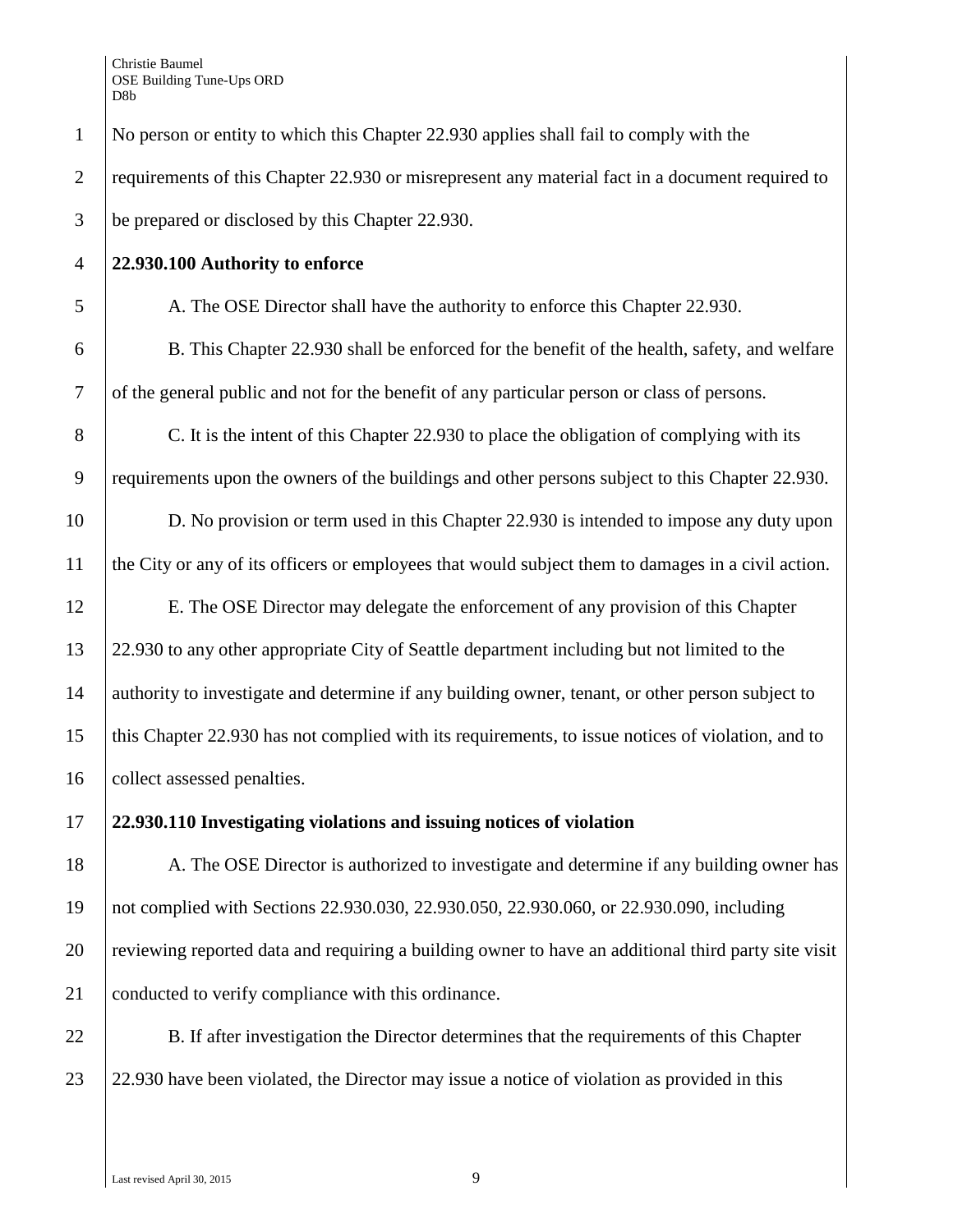No person or entity to which this Chapter 22.930 applies shall fail to comply with the requirements of this Chapter 22.930 or misrepresent any material fact in a document required to be prepared or disclosed by this Chapter 22.930.

**22.930.100 Authority to enforce**

A. The OSE Director shall have the authority to enforce this Chapter 22.930.

B. This Chapter 22.930 shall be enforced for the benefit of the health, safety, and welfare of the general public and not for the benefit of any particular person or class of persons.

C. It is the intent of this Chapter 22.930 to place the obligation of complying with its requirements upon the owners of the buildings and other persons subject to this Chapter 22.930.

D. No provision or term used in this Chapter 22.930 is intended to impose any duty upon the City or any of its officers or employees that would subject them to damages in a civil action.

E. The OSE Director may delegate the enforcement of any provision of this Chapter 22.930 to any other appropriate City of Seattle department including but not limited to the authority to investigate and determine if any building owner, tenant, or other person subject to this Chapter 22.930 has not complied with its requirements, to issue notices of violation, and to collect assessed penalties.

**22.930.110 Investigating violations and issuing notices of violation**

A. The OSE Director is authorized to investigate and determine if any building owner has not complied with Sections 22.930.030, 22.930.050, 22.930.060, or 22.930.090, including reviewing reported data and requiring a building owner to have an additional third party site visit conducted to verify compliance with this ordinance.

B. If after investigation the Director determines that the requirements of this Chapter 22.930 have been violated, the Director may issue a notice of violation as provided in this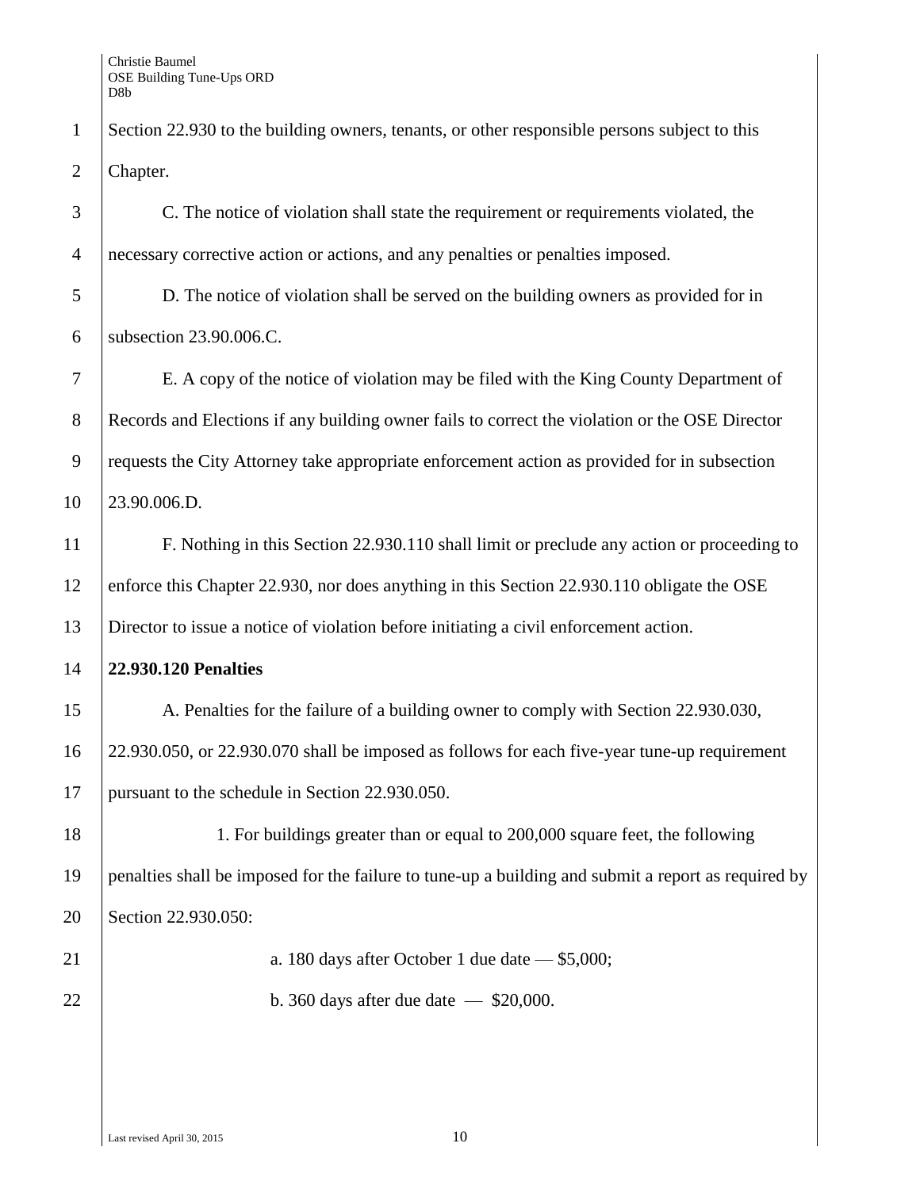Section 22.930 to the building owners, tenants, or other responsible persons subject to this Chapter.

C. The notice of violation shall state the requirement or requirements violated, the necessary corrective action or actions, and any penalties or penalties imposed.

D. The notice of violation shall be served on the building owners as provided for in subsection 23.90.006.C.

E. A copy of the notice of violation may be filed with the King County Department of Records and Elections if any building owner fails to correct the violation or the OSE Director requests the City Attorney take appropriate enforcement action as provided for in subsection 23.90.006.D.

F. Nothing in this Section 22.930.110 shall limit or preclude any action or proceeding to enforce this Chapter 22.930, nor does anything in this Section 22.930.110 obligate the OSE Director to issue a notice of violation before initiating a civil enforcement action.

**22.930.120 Penalties**

A. Penalties for the failure of a building owner to comply with Section 22.930.030, 22.930.050, or 22.930.070 shall be imposed as follows for each five-year tune-up requirement pursuant to the schedule in Section 22.930.050.

1. For buildings greater than or equal to 200,000 square feet, the following penalties shall be imposed for the failure to tune-up a building and submit a report as required by Section 22.930.050:

a. 180 days after October 1 due date — $5,000;

b. 360 days after due date — $20,000.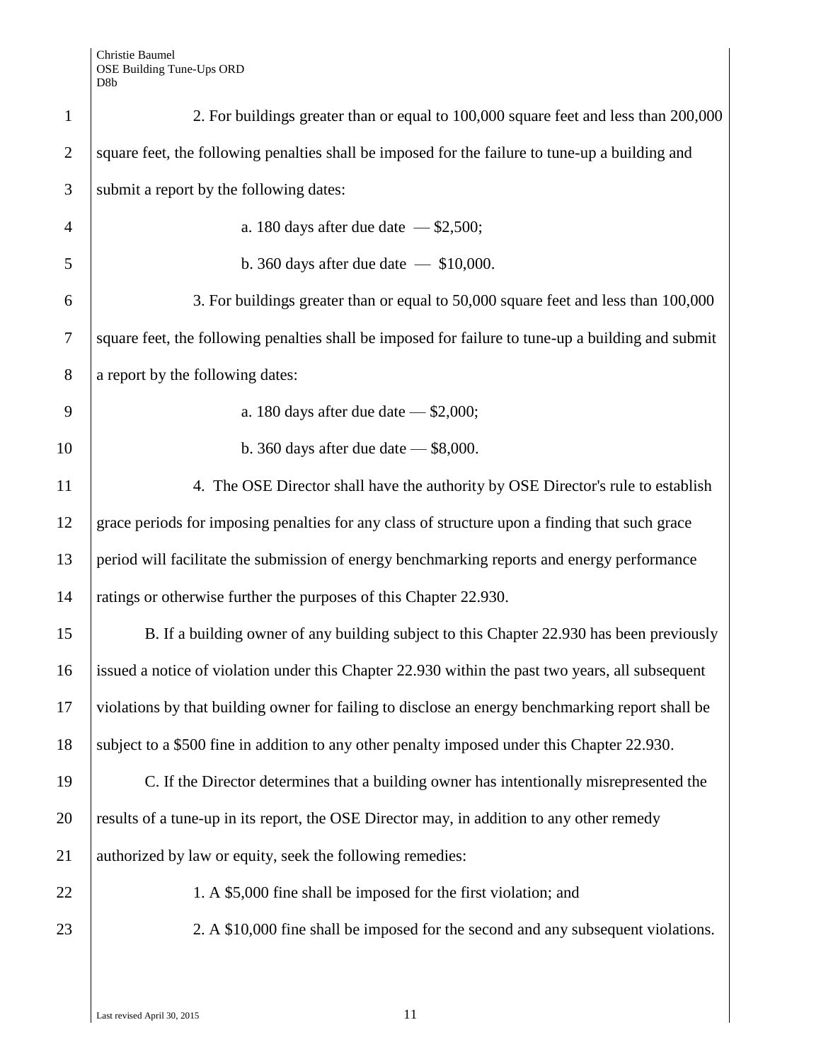2. For buildings greater than or equal to 100,000 square feet and less than 200,000 square feet, the following penalties shall be imposed for the failure to tune-up a building and submit a report by the following dates:

a. 180 days after due date — $2,500;

b. 360 days after due date — $10,000.

3. For buildings greater than or equal to 50,000 square feet and less than 100,000 square feet, the following penalties shall be imposed for failure to tune-up a building and submit a report by the following dates:

a. 180 days after due date — $2,000;

b. 360 days after due date — $8,000.

4. The OSE Director shall have the authority by OSE Director's rule to establish grace periods for imposing penalties for any class of structure upon a finding that such grace period will facilitate the submission of energy benchmarking reports and energy performance ratings or otherwise further the purposes of this Chapter 22.930.

B. If a building owner of any building subject to this Chapter 22.930 has been previously issued a notice of violation under this Chapter 22.930 within the past two years, all subsequent violations by that building owner for failing to disclose an energy benchmarking report shall be subject to a $500 fine in addition to any other penalty imposed under this Chapter 22.930.

C. If the Director determines that a building owner has intentionally misrepresented the results of a tune-up in its report, the OSE Director may, in addition to any other remedy authorized by law or equity, seek the following remedies:

1. A $5,000 fine shall be imposed for the first violation; and

2. A $10,000 fine shall be imposed for the second and any subsequent violations.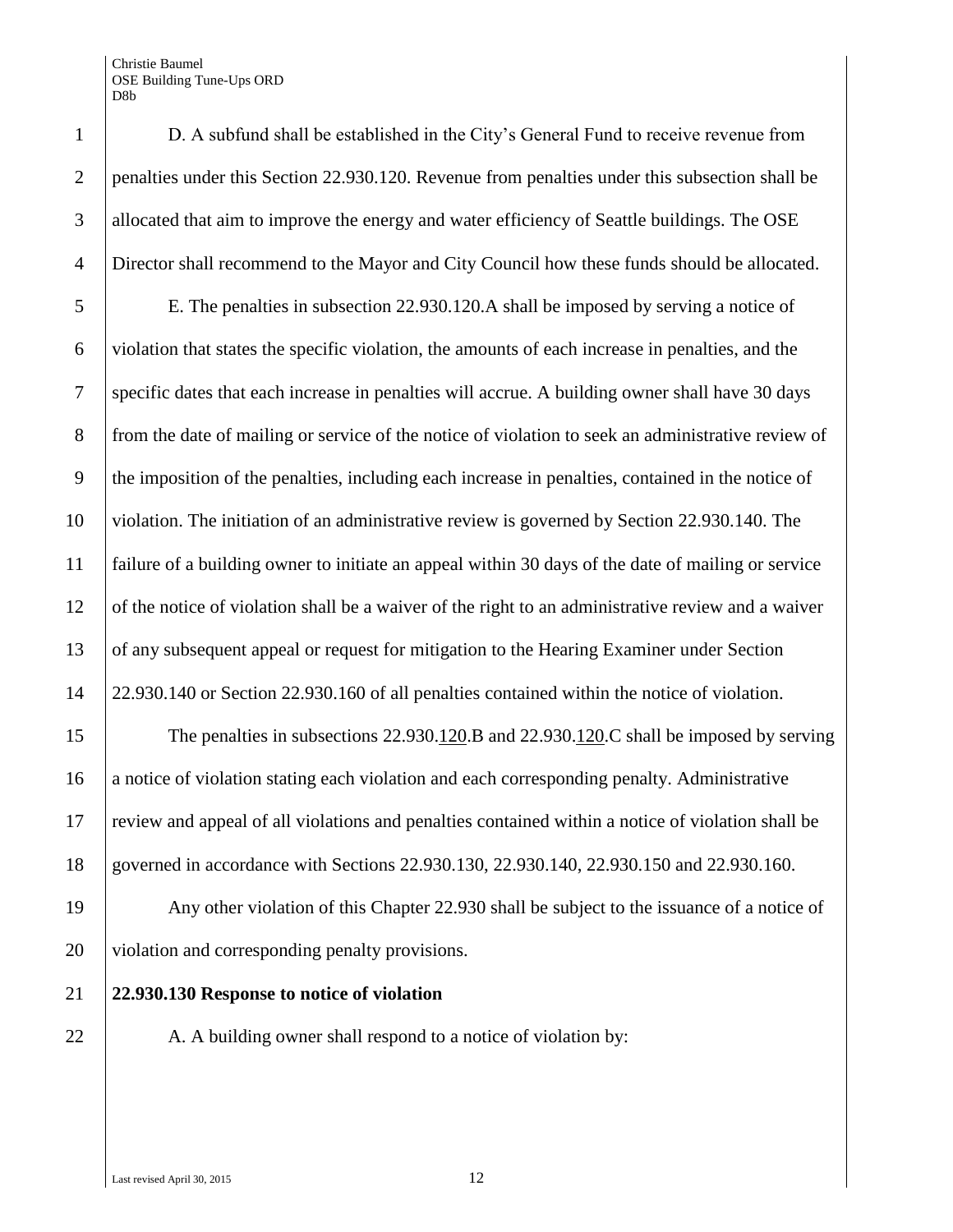D. A subfund shall be established in the City's General Fund to receive revenue from penalties under this Section 22.930.120. Revenue from penalties under this subsection shall be allocated that aim to improve the energy and water efficiency of Seattle buildings. The OSE Director shall recommend to the Mayor and City Council how these funds should be allocated.

E. The penalties in subsection 22.930.120.A shall be imposed by serving a notice of violation that states the specific violation, the amounts of each increase in penalties, and the specific dates that each increase in penalties will accrue. A building owner shall have 30 days from the date of mailing or service of the notice of violation to seek an administrative review of the imposition of the penalties, including each increase in penalties, contained in the notice of violation. The initiation of an administrative review is governed by Section 22.930.140. The failure of a building owner to initiate an appeal within 30 days of the date of mailing or service of the notice of violation shall be a waiver of the right to an administrative review and a waiver of any subsequent appeal or request for mitigation to the Hearing Examiner under Section 22.930.140 or Section 22.930.160 of all penalties contained within the notice of violation.

The penalties in subsections 22.930.120.B and 22.930.120.C shall be imposed by serving a notice of violation stating each violation and each corresponding penalty. Administrative review and appeal of all violations and penalties contained within a notice of violation shall be governed in accordance with Sections 22.930.130, 22.930.140, 22.930.150 and 22.930.160.

Any other violation of this Chapter 22.930 shall be subject to the issuance of a notice of violation and corresponding penalty provisions.

**22.930.130 Response to notice of violation**

A. A building owner shall respond to a notice of violation by: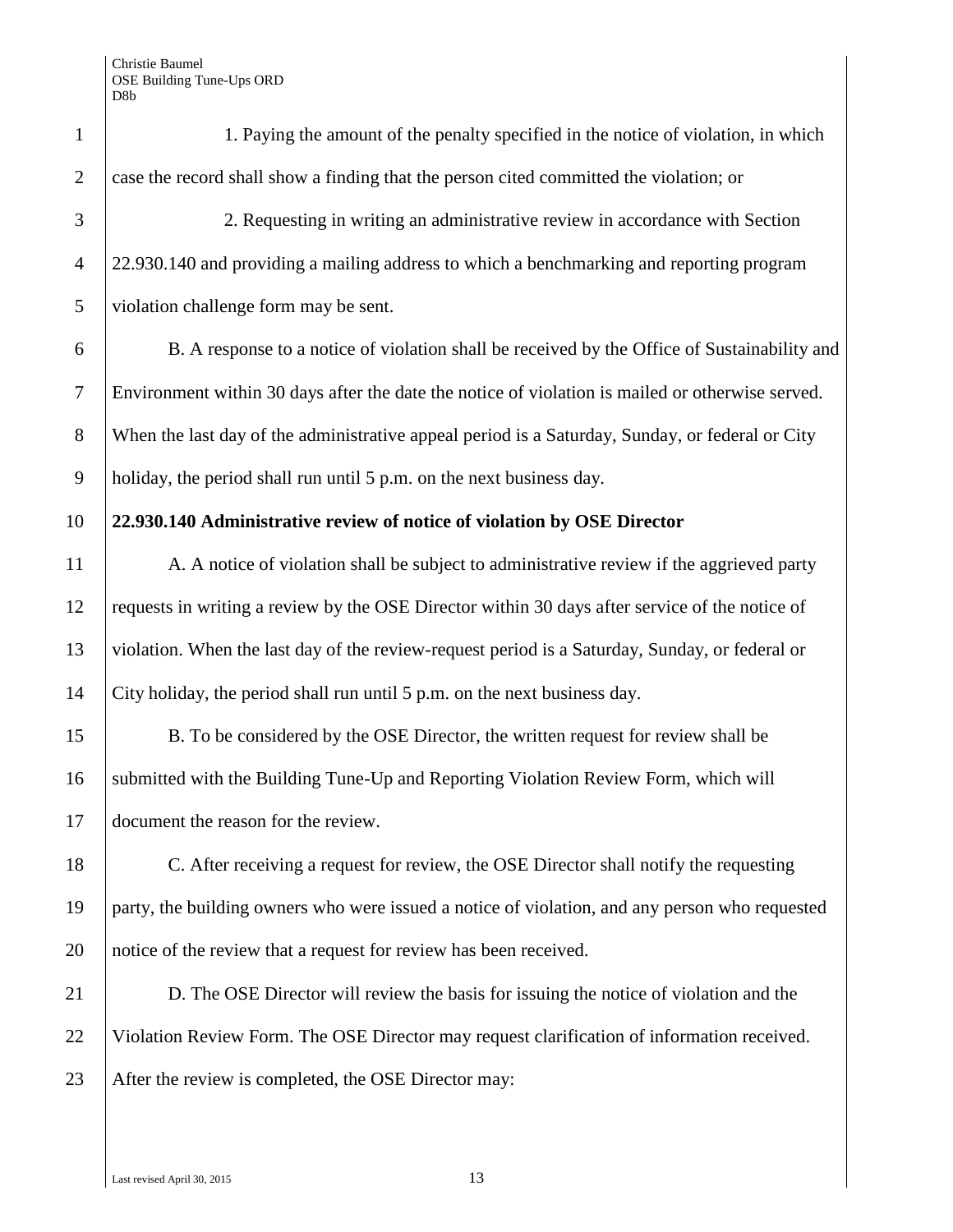1. Paying the amount of the penalty specified in the notice of violation, in which case the record shall show a finding that the person cited committed the violation; or

2. Requesting in writing an administrative review in accordance with Section 22.930.140 and providing a mailing address to which a benchmarking and reporting program violation challenge form may be sent.

B. A response to a notice of violation shall be received by the Office of Sustainability and Environment within 30 days after the date the notice of violation is mailed or otherwise served. When the last day of the administrative appeal period is a Saturday, Sunday, or federal or City holiday, the period shall run until 5 p.m. on the next business day.

**22.930.140 Administrative review of notice of violation by OSE Director**

A. A notice of violation shall be subject to administrative review if the aggrieved party requests in writing a review by the OSE Director within 30 days after service of the notice of violation. When the last day of the review-request period is a Saturday, Sunday, or federal or City holiday, the period shall run until 5 p.m. on the next business day.

B. To be considered by the OSE Director, the written request for review shall be submitted with the Building Tune-Up and Reporting Violation Review Form, which will document the reason for the review.

C. After receiving a request for review, the OSE Director shall notify the requesting party, the building owners who were issued a notice of violation, and any person who requested notice of the review that a request for review has been received.

D. The OSE Director will review the basis for issuing the notice of violation and the Violation Review Form. The OSE Director may request clarification of information received. After the review is completed, the OSE Director may: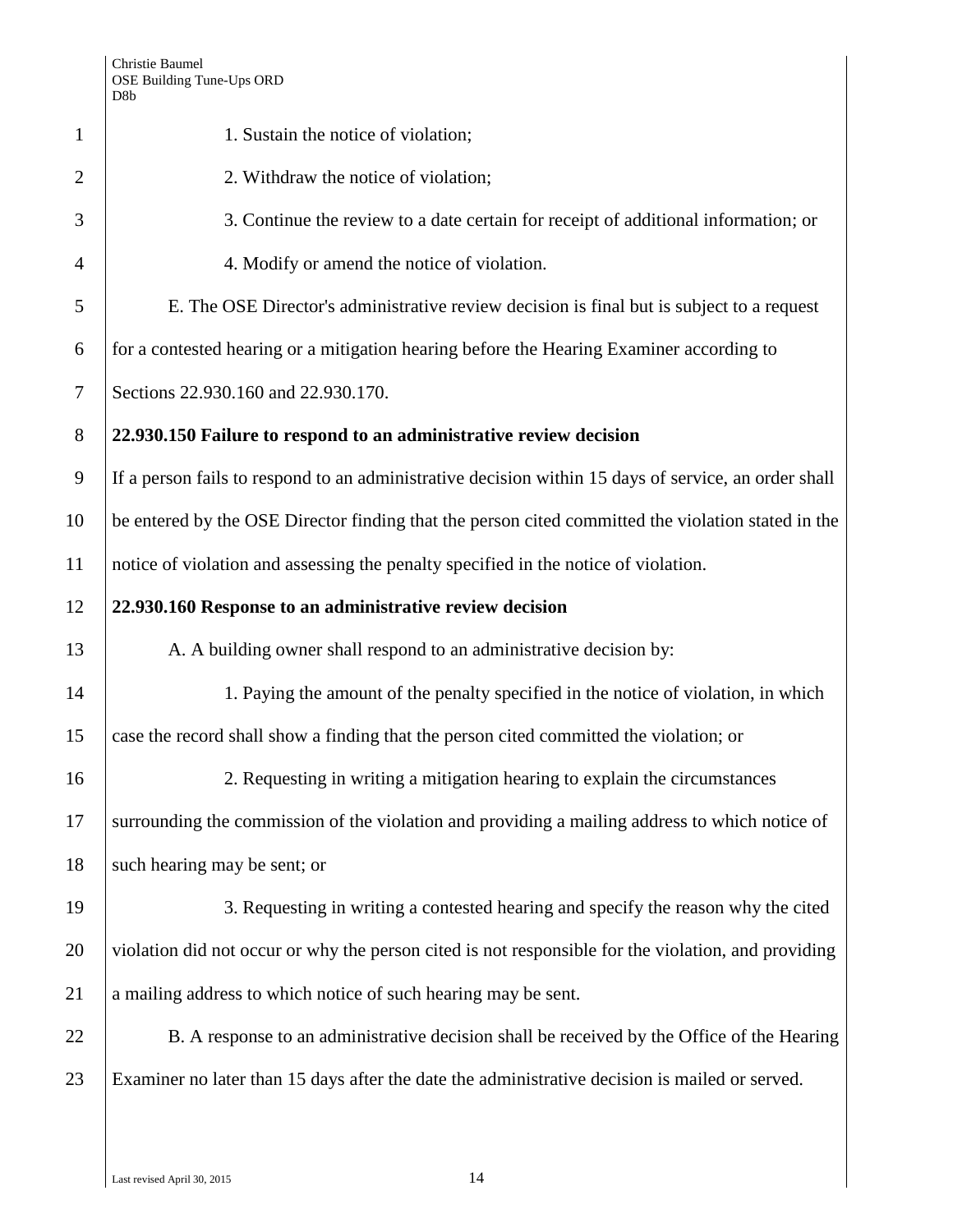1. Sustain the notice of violation;

2. Withdraw the notice of violation;

3. Continue the review to a date certain for receipt of additional information; or

4. Modify or amend the notice of violation.

E. The OSE Director's administrative review decision is final but is subject to a request for a contested hearing or a mitigation hearing before the Hearing Examiner according to Sections 22.930.160 and 22.930.170.

**22.930.150 Failure to respond to an administrative review decision**

If a person fails to respond to an administrative decision within 15 days of service, an order shall be entered by the OSE Director finding that the person cited committed the violation stated in the notice of violation and assessing the penalty specified in the notice of violation.

**22.930.160 Response to an administrative review decision**

A. A building owner shall respond to an administrative decision by:

1. Paying the amount of the penalty specified in the notice of violation, in which case the record shall show a finding that the person cited committed the violation; or

2. Requesting in writing a mitigation hearing to explain the circumstances surrounding the commission of the violation and providing a mailing address to which notice of such hearing may be sent; or

3. Requesting in writing a contested hearing and specify the reason why the cited violation did not occur or why the person cited is not responsible for the violation, and providing a mailing address to which notice of such hearing may be sent.

B. A response to an administrative decision shall be received by the Office of the Hearing Examiner no later than 15 days after the date the administrative decision is mailed or served.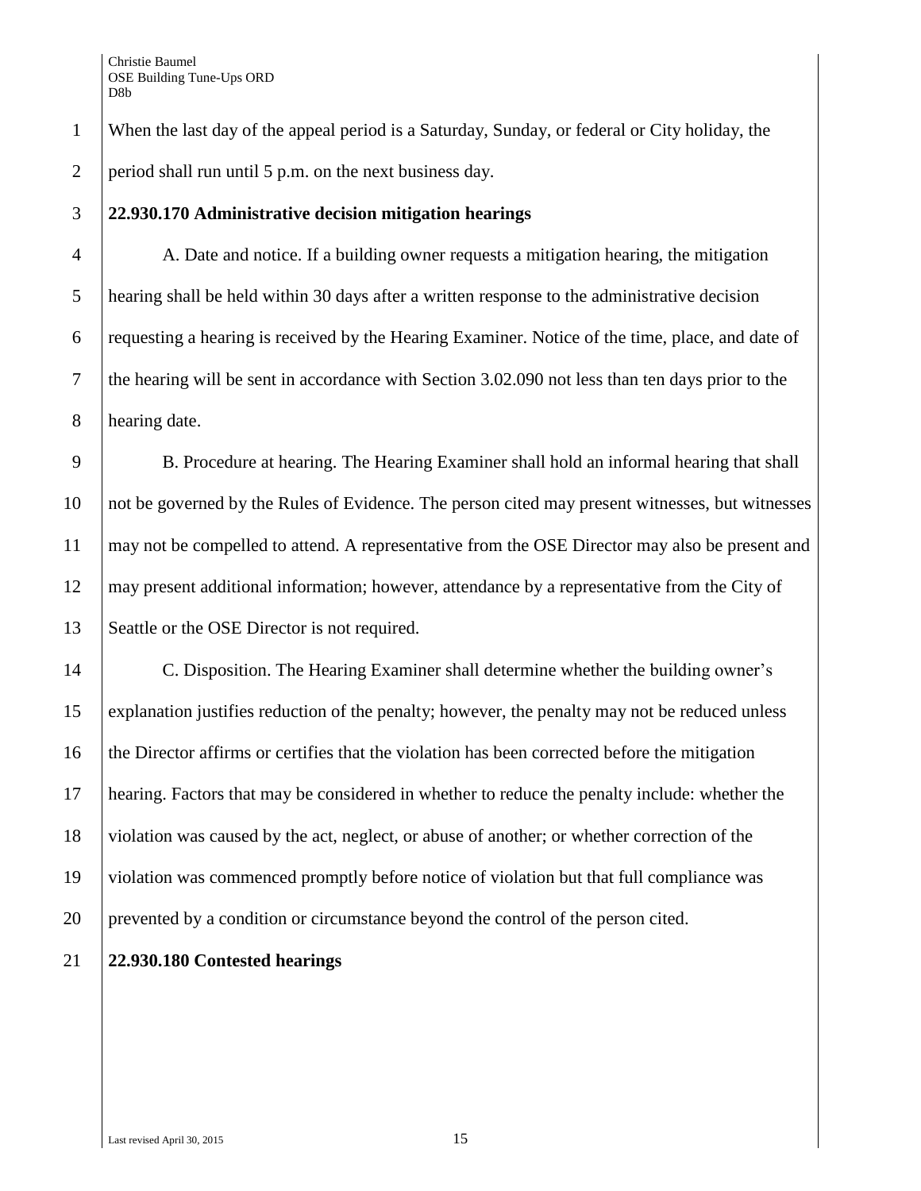When the last day of the appeal period is a Saturday, Sunday, or federal or City holiday, the period shall run until 5 p.m. on the next business day.

**22.930.170 Administrative decision mitigation hearings**

A. Date and notice. If a building owner requests a mitigation hearing, the mitigation hearing shall be held within 30 days after a written response to the administrative decision requesting a hearing is received by the Hearing Examiner. Notice of the time, place, and date of the hearing will be sent in accordance with Section 3.02.090 not less than ten days prior to the hearing date.

B. Procedure at hearing. The Hearing Examiner shall hold an informal hearing that shall not be governed by the Rules of Evidence. The person cited may present witnesses, but witnesses may not be compelled to attend. A representative from the OSE Director may also be present and may present additional information; however, attendance by a representative from the City of Seattle or the OSE Director is not required.

C. Disposition. The Hearing Examiner shall determine whether the building owner's explanation justifies reduction of the penalty; however, the penalty may not be reduced unless the Director affirms or certifies that the violation has been corrected before the mitigation hearing. Factors that may be considered in whether to reduce the penalty include: whether the violation was caused by the act, neglect, or abuse of another; or whether correction of the violation was commenced promptly before notice of violation but that full compliance was prevented by a condition or circumstance beyond the control of the person cited.

**22.930.180 Contested hearings**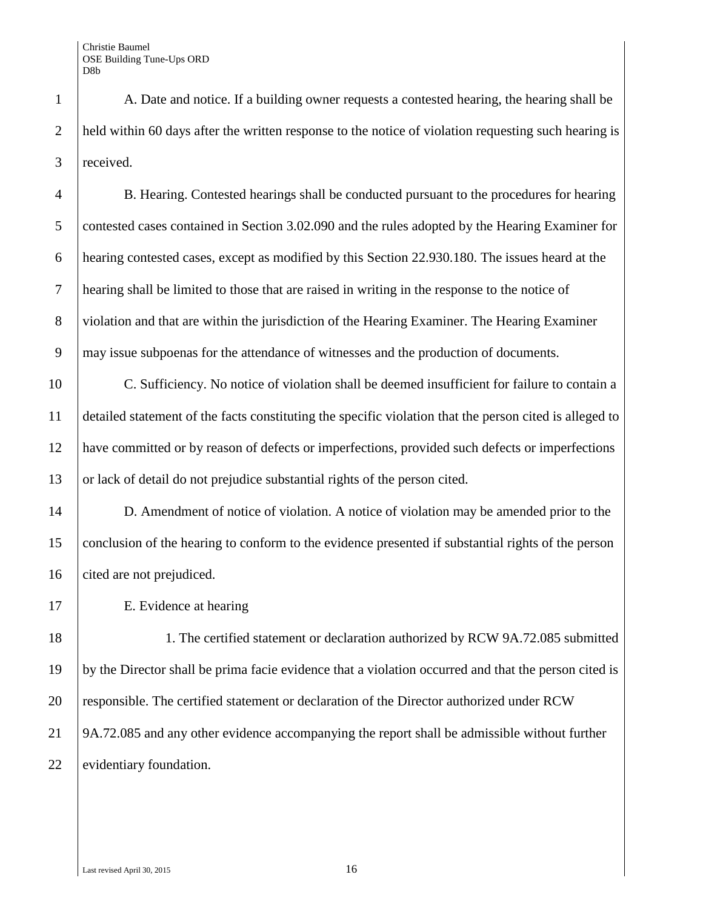A. Date and notice. If a building owner requests a contested hearing, the hearing shall be held within 60 days after the written response to the notice of violation requesting such hearing is received.

B. Hearing. Contested hearings shall be conducted pursuant to the procedures for hearing contested cases contained in Section 3.02.090 and the rules adopted by the Hearing Examiner for hearing contested cases, except as modified by this Section 22.930.180. The issues heard at the hearing shall be limited to those that are raised in writing in the response to the notice of violation and that are within the jurisdiction of the Hearing Examiner. The Hearing Examiner may issue subpoenas for the attendance of witnesses and the production of documents.

C. Sufficiency. No notice of violation shall be deemed insufficient for failure to contain a detailed statement of the facts constituting the specific violation that the person cited is alleged to have committed or by reason of defects or imperfections, provided such defects or imperfections or lack of detail do not prejudice substantial rights of the person cited.

D. Amendment of notice of violation. A notice of violation may be amended prior to the conclusion of the hearing to conform to the evidence presented if substantial rights of the person cited are not prejudiced.

E. Evidence at hearing

1. The certified statement or declaration authorized by RCW 9A.72.085 submitted by the Director shall be prima facie evidence that a violation occurred and that the person cited is responsible. The certified statement or declaration of the Director authorized under RCW 9A.72.085 and any other evidence accompanying the report shall be admissible without further evidentiary foundation.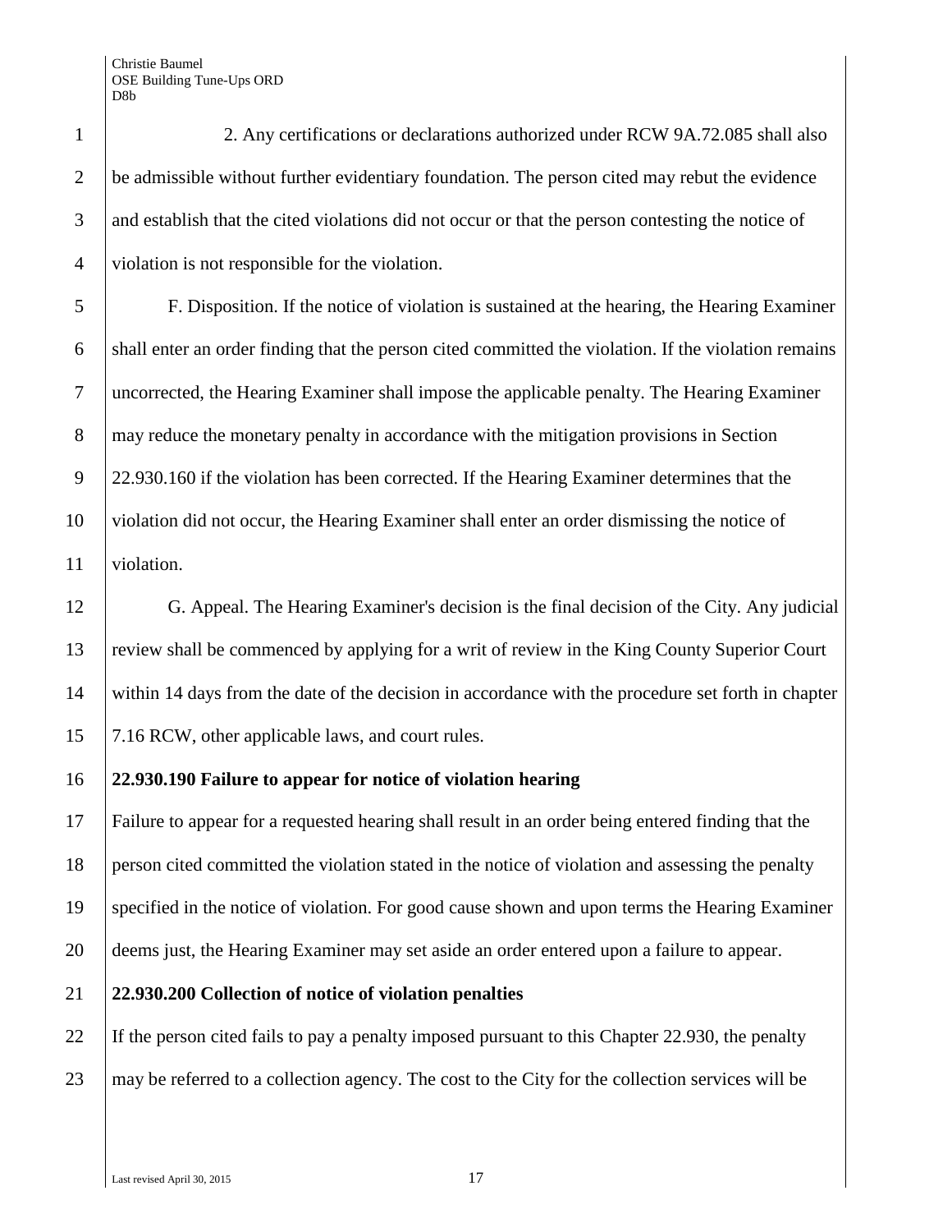2. Any certifications or declarations authorized under RCW 9A.72.085 shall also be admissible without further evidentiary foundation. The person cited may rebut the evidence and establish that the cited violations did not occur or that the person contesting the notice of violation is not responsible for the violation.

F. Disposition. If the notice of violation is sustained at the hearing, the Hearing Examiner shall enter an order finding that the person cited committed the violation. If the violation remains uncorrected, the Hearing Examiner shall impose the applicable penalty. The Hearing Examiner may reduce the monetary penalty in accordance with the mitigation provisions in Section 22.930.160 if the violation has been corrected. If the Hearing Examiner determines that the violation did not occur, the Hearing Examiner shall enter an order dismissing the notice of violation.

G. Appeal. The Hearing Examiner's decision is the final decision of the City. Any judicial review shall be commenced by applying for a writ of review in the King County Superior Court within 14 days from the date of the decision in accordance with the procedure set forth in chapter 7.16 RCW, other applicable laws, and court rules.

**22.930.190 Failure to appear for notice of violation hearing**

Failure to appear for a requested hearing shall result in an order being entered finding that the person cited committed the violation stated in the notice of violation and assessing the penalty specified in the notice of violation. For good cause shown and upon terms the Hearing Examiner deems just, the Hearing Examiner may set aside an order entered upon a failure to appear.

**22.930.200 Collection of notice of violation penalties**

If the person cited fails to pay a penalty imposed pursuant to this Chapter 22.930, the penalty may be referred to a collection agency. The cost to the City for the collection services will be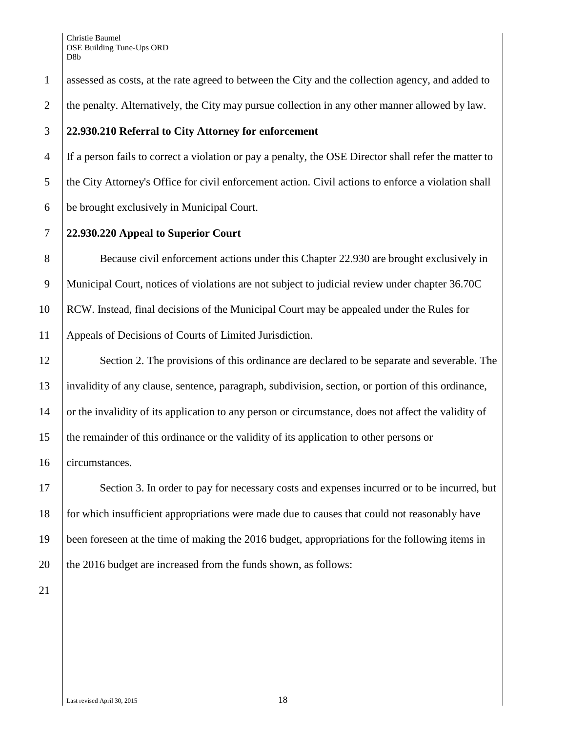assessed as costs, at the rate agreed to between the City and the collection agency, and added to the penalty. Alternatively, the City may pursue collection in any other manner allowed by law.

**22.930.210 Referral to City Attorney for enforcement**

If a person fails to correct a violation or pay a penalty, the OSE Director shall refer the matter to the City Attorney's Office for civil enforcement action. Civil actions to enforce a violation shall be brought exclusively in Municipal Court.

**22.930.220 Appeal to Superior Court**

Because civil enforcement actions under this Chapter 22.930 are brought exclusively in Municipal Court, notices of violations are not subject to judicial review under chapter 36.70C RCW. Instead, final decisions of the Municipal Court may be appealed under the Rules for Appeals of Decisions of Courts of Limited Jurisdiction.

Section 2. The provisions of this ordinance are declared to be separate and severable. The invalidity of any clause, sentence, paragraph, subdivision, section, or portion of this ordinance, or the invalidity of its application to any person or circumstance, does not affect the validity of the remainder of this ordinance or the validity of its application to other persons or circumstances.

Section 3. In order to pay for necessary costs and expenses incurred or to be incurred, but for which insufficient appropriations were made due to causes that could not reasonably have been foreseen at the time of making the 2016 budget, appropriations for the following items in the 2016 budget are increased from the funds shown, as follows: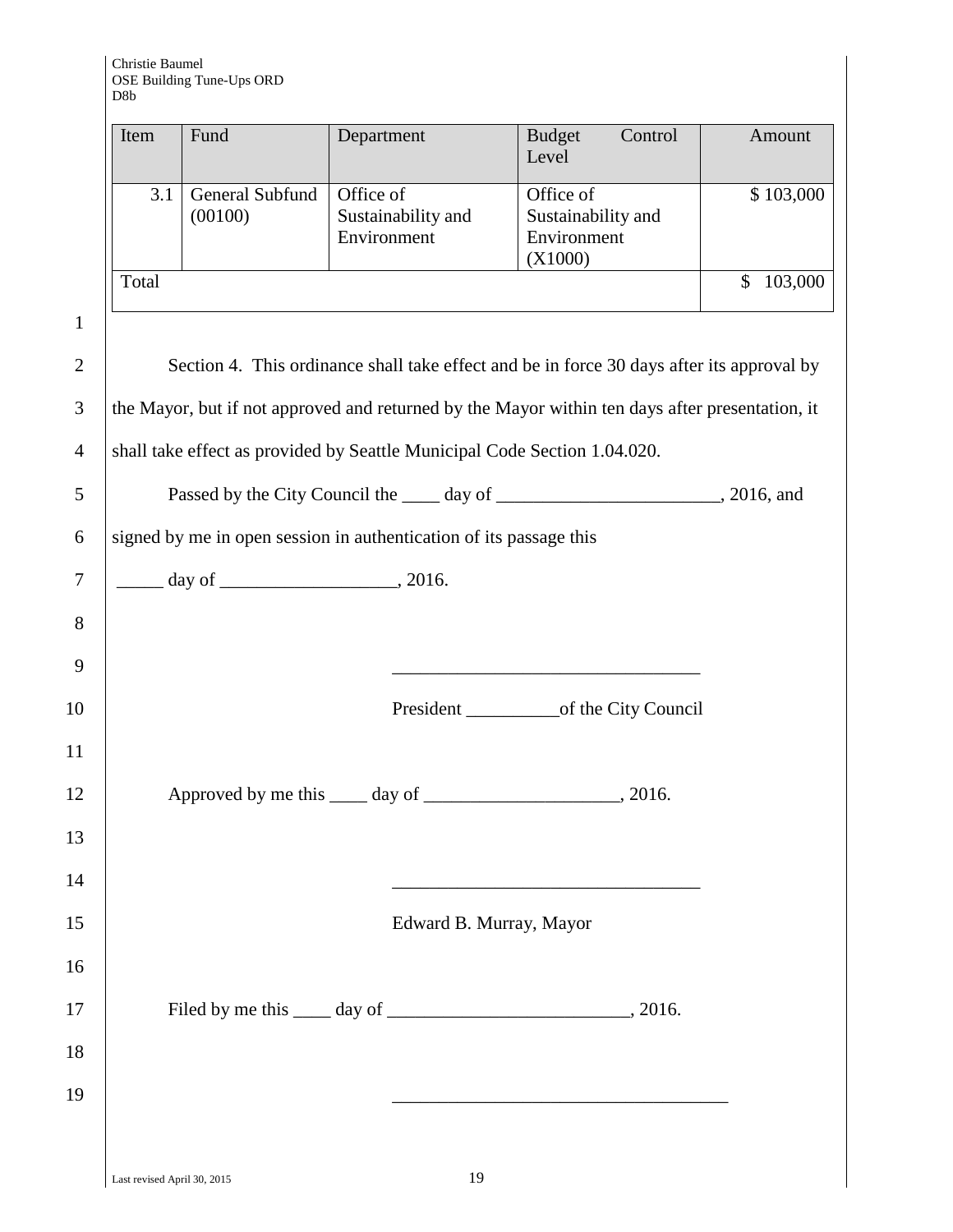| Item | Fund | Department | Budget Control Level | Amount |
|---|---|---|---|---|
| 3.1 | General Subfund (00100) | Office of Sustainability and Environment | Office of Sustainability and Environment (X1000) | $ 103,000 |
| Total | | | | $ 103,000 |

Section 4. This ordinance shall take effect and be in force 30 days after its approval by the Mayor, but if not approved and returned by the Mayor within ten days after presentation, it shall take effect as provided by Seattle Municipal Code Section 1.04.020.

Passed by the City Council the ____ day of ________________________, 2016, and signed by me in open session in authentication of its passage this

_____ day of ___________________, 2016.

_________________________________

President __________of the City Council

Approved by me this ____ day of _____________________, 2016.

_________________________________

Edward B. Murray, Mayor

Filed by me this ____ day of __________________________, 2016.

____________________________________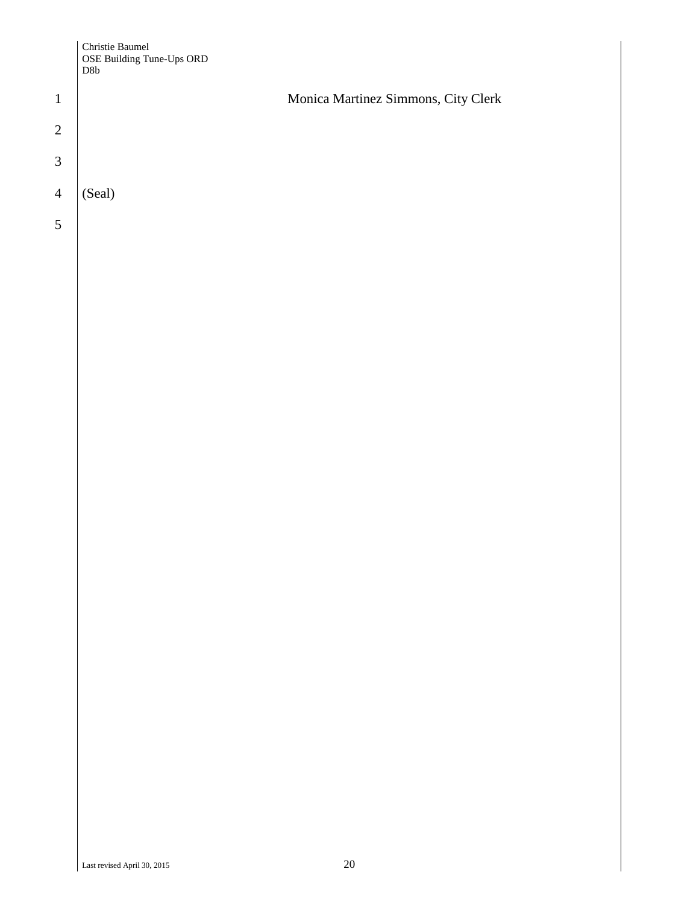Monica Martinez Simmons, City Clerk

(Seal)